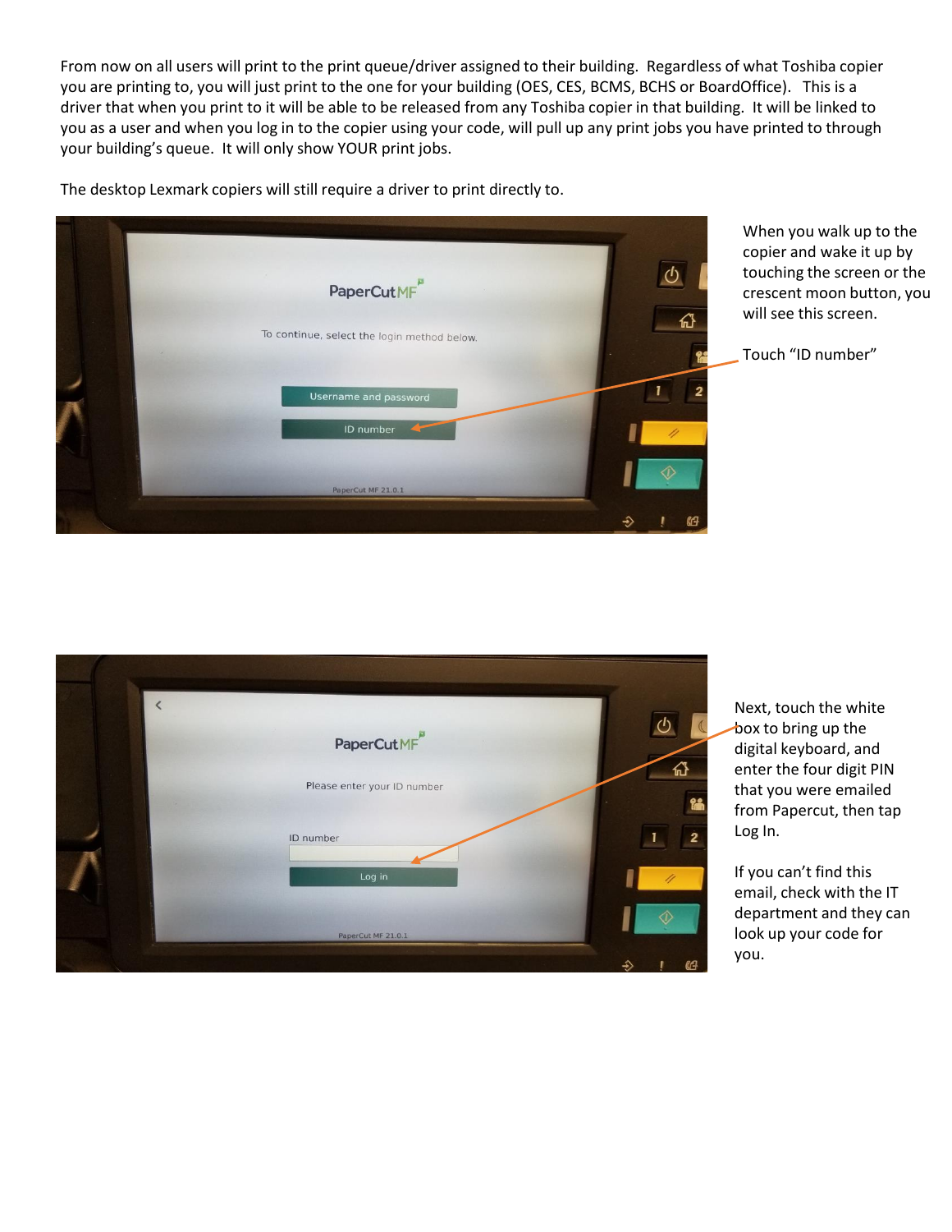From now on all users will print to the print queue/driver assigned to their building. Regardless of what Toshiba copier you are printing to, you will just print to the one for your building (OES, CES, BCMS, BCHS or BoardOffice). This is a driver that when you print to it will be able to be released from any Toshiba copier in that building. It will be linked to you as a user and when you log in to the copier using your code, will pull up any print jobs you have printed to through your building's queue. It will only show YOUR print jobs.

The desktop Lexmark copiers will still require a driver to print directly to.

When you walk up to the copier and wake it up by touching the screen or the crescent moon button, you will see this screen.

Touch "ID number"

Next, touch the white box to bring up the digital keyboard, and enter the four digit PIN that you were emailed from Papercut, then tap Log In.

If you can't find this email, check with the IT department and they can look up your code for you.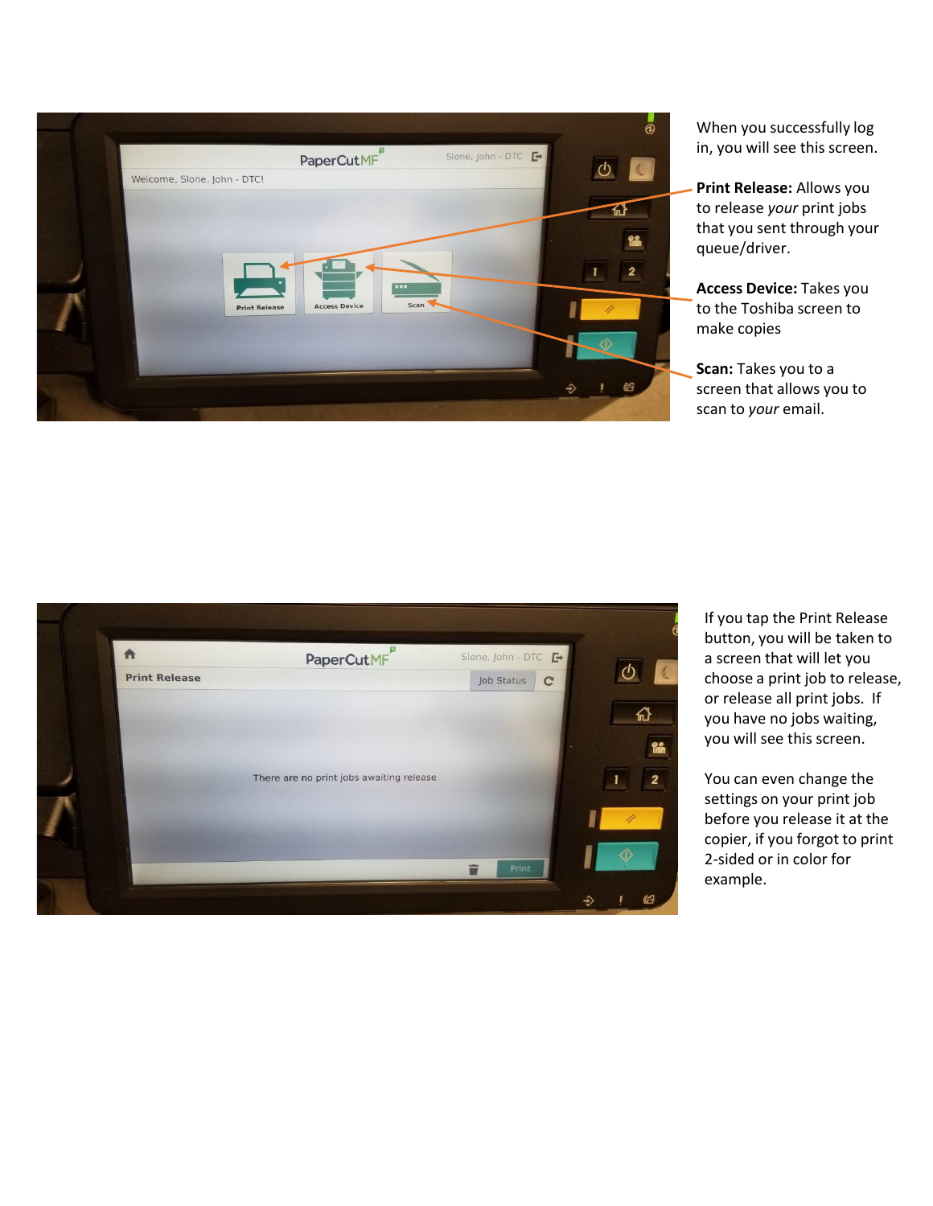When you successfully log in, you will see this screen.

**Print Release:** Allows you to release *your* print jobs that you sent through your queue/driver.

**Access Device:** Takes you to the Toshiba screen to make copies

**Scan:** Takes you to a screen that allows you to scan to *your* email.

If you tap the Print Release button, you will be taken to a screen that will let you choose a print job to release, or release all print jobs. If you have no jobs waiting, you will see this screen.

You can even change the settings on your print job before you release it at the copier, if you forgot to print 2-sided or in color for example.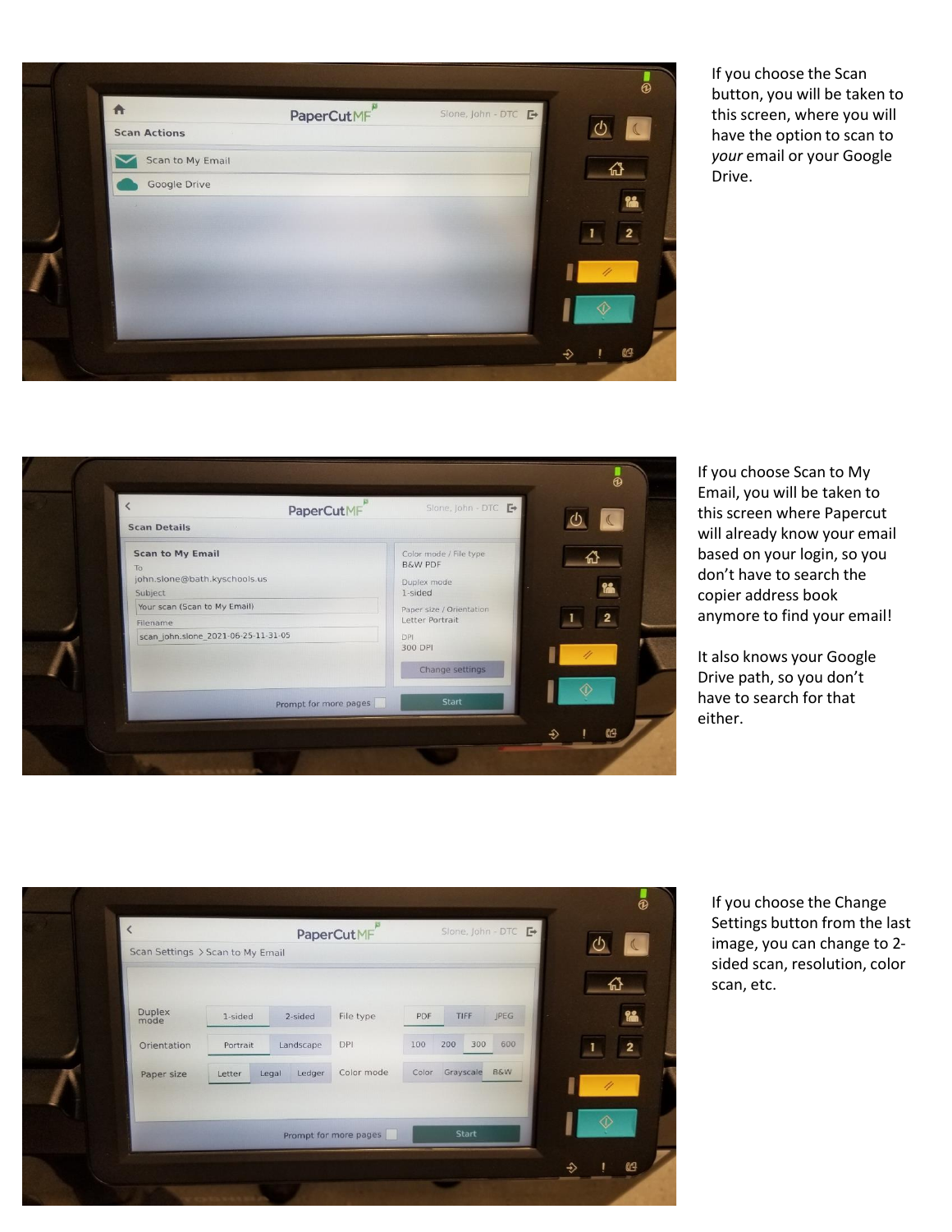If you choose the Scan button, you will be taken to this screen, where you will have the option to scan to *your* email or your Google Drive.

If you choose Scan to My Email, you will be taken to this screen where Papercut will already know your email based on your login, so you don't have to search the copier address book anymore to find your email!

It also knows your Google Drive path, so you don't have to search for that either.

If you choose the Change Settings button from the last image, you can change to 2-sided scan, resolution, color scan, etc.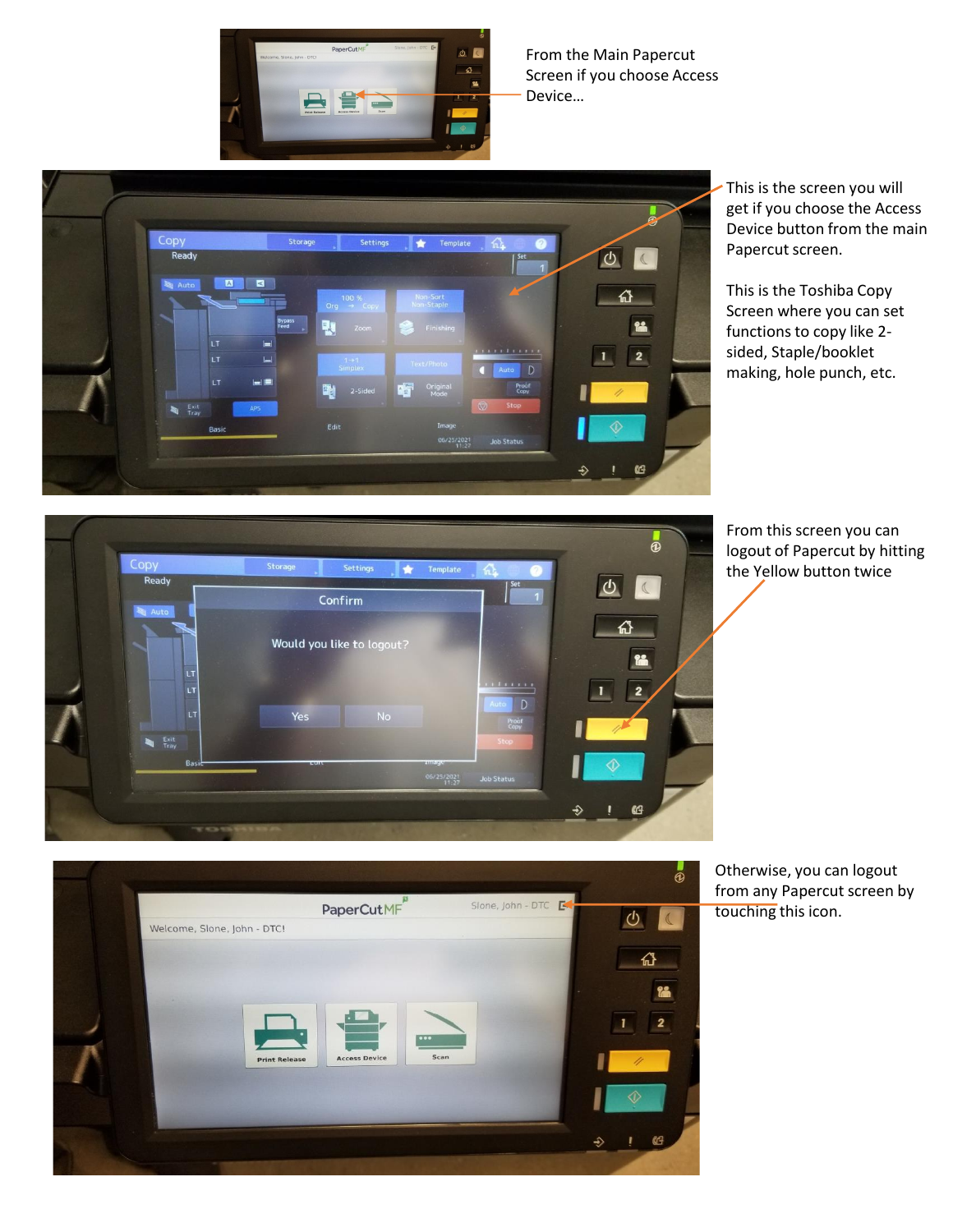From the Main Papercut Screen if you choose Access Device…

This is the screen you will get if you choose the Access Device button from the main Papercut screen.

This is the Toshiba Copy Screen where you can set functions to copy like 2-sided, Staple/booklet making, hole punch, etc.

From this screen you can logout of Papercut by hitting the Yellow button twice

Otherwise, you can logout from any Papercut screen by touching this icon.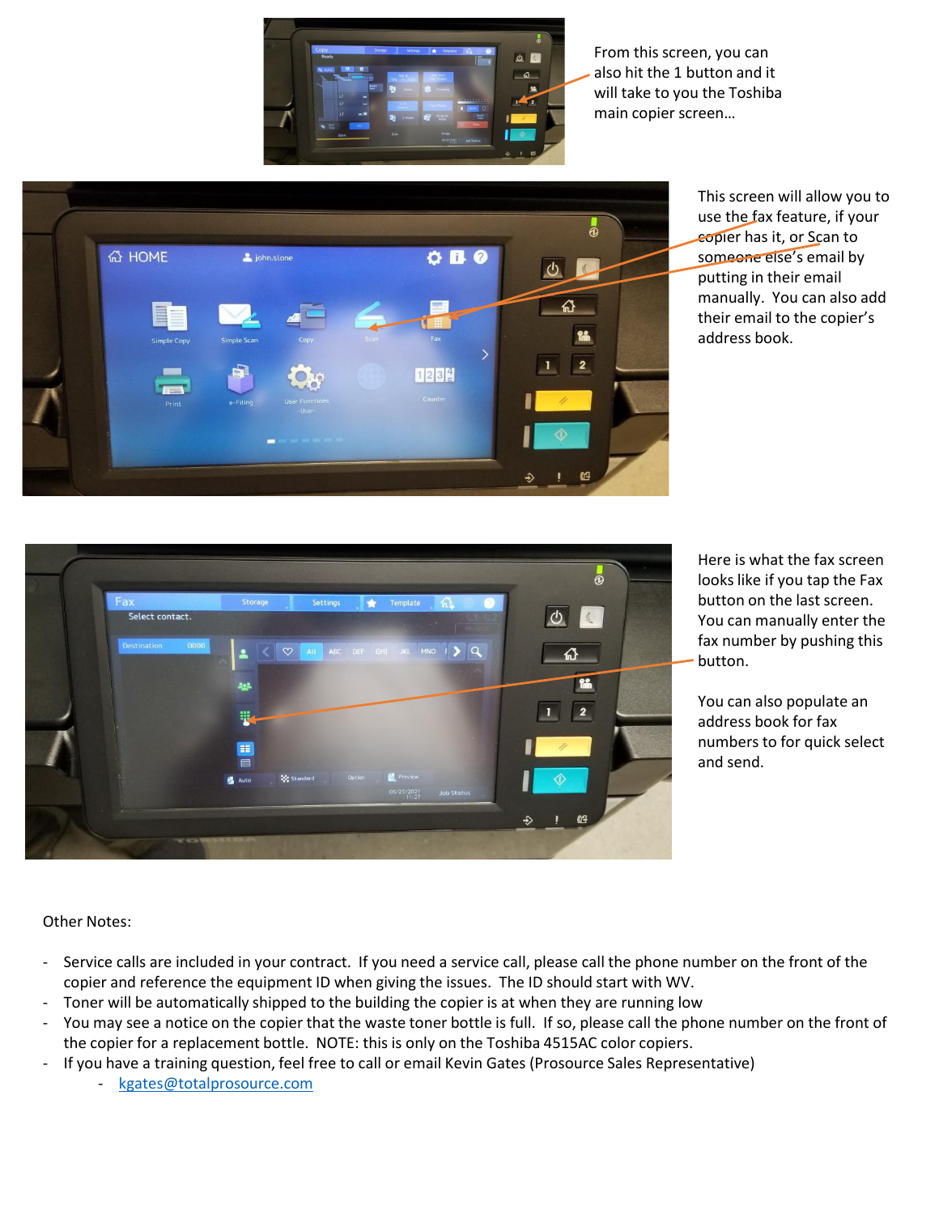From this screen, you can also hit the 1 button and it will take to you the Toshiba main copier screen…

This screen will allow you to use the fax feature, if your copier has it, or Scan to someone else's email by putting in their email manually. You can also add their email to the copier's address book.

Here is what the fax screen looks like if you tap the Fax button on the last screen. You can manually enter the fax number by pushing this button.

You can also populate an address book for fax numbers for quick select and send.

Other Notes:

- Service calls are included in your contract. If you need a service call, please call the phone number on the front of the copier and reference the equipment ID when giving the issues. The ID should start with WV.
- Toner will be automatically shipped to the building the copier is at when they are running low
- You may see a notice on the copier that the waste toner bottle is full. If so, please call the phone number on the front of the copier for a replacement bottle. NOTE: this is only on the Toshiba 4515AC color copiers.
- If you have a training question, feel free to call or email Kevin Gates (Prosource Sales Representative)
  - kgates@totalprosource.com